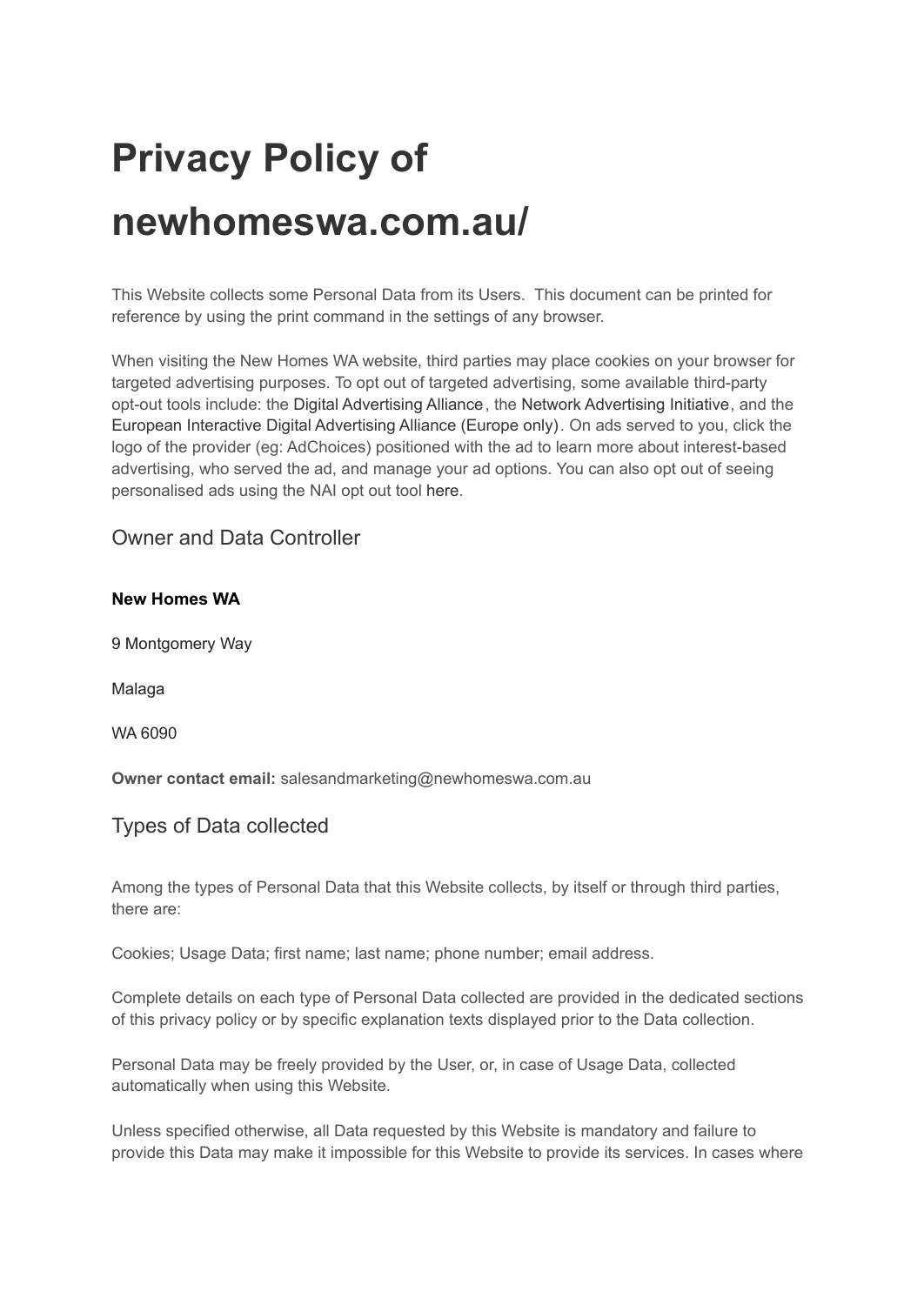# Privacy Policy of newhomeswa.com.au/

This Website collects some Personal Data from its Users. This document can be printed for reference by using the print command in the settings of any browser.

When visiting the New Homes WA website, third parties may place cookies on your browser for targeted advertising purposes. To opt out of targeted advertising, some available third-party opt-out tools include: the Digital Advertising Alliance, the Network Advertising Initiative, and the European Interactive Digital Advertising Alliance (Europe only). On ads served to you, click the logo of the provider (eg: AdChoices) positioned with the ad to learn more about interest-based advertising, who served the ad, and manage your ad options. You can also opt out of seeing personalised ads using the NAI opt out tool here.

## Owner and Data Controller

**New Homes WA**

9 Montgomery Way

Malaga

WA 6090

**Owner contact email:** salesandmarketing@newhomeswa.com.au

## Types of Data collected

Among the types of Personal Data that this Website collects, by itself or through third parties, there are:

Cookies; Usage Data; first name; last name; phone number; email address.

Complete details on each type of Personal Data collected are provided in the dedicated sections of this privacy policy or by specific explanation texts displayed prior to the Data collection.

Personal Data may be freely provided by the User, or, in case of Usage Data, collected automatically when using this Website.

Unless specified otherwise, all Data requested by this Website is mandatory and failure to provide this Data may make it impossible for this Website to provide its services. In cases where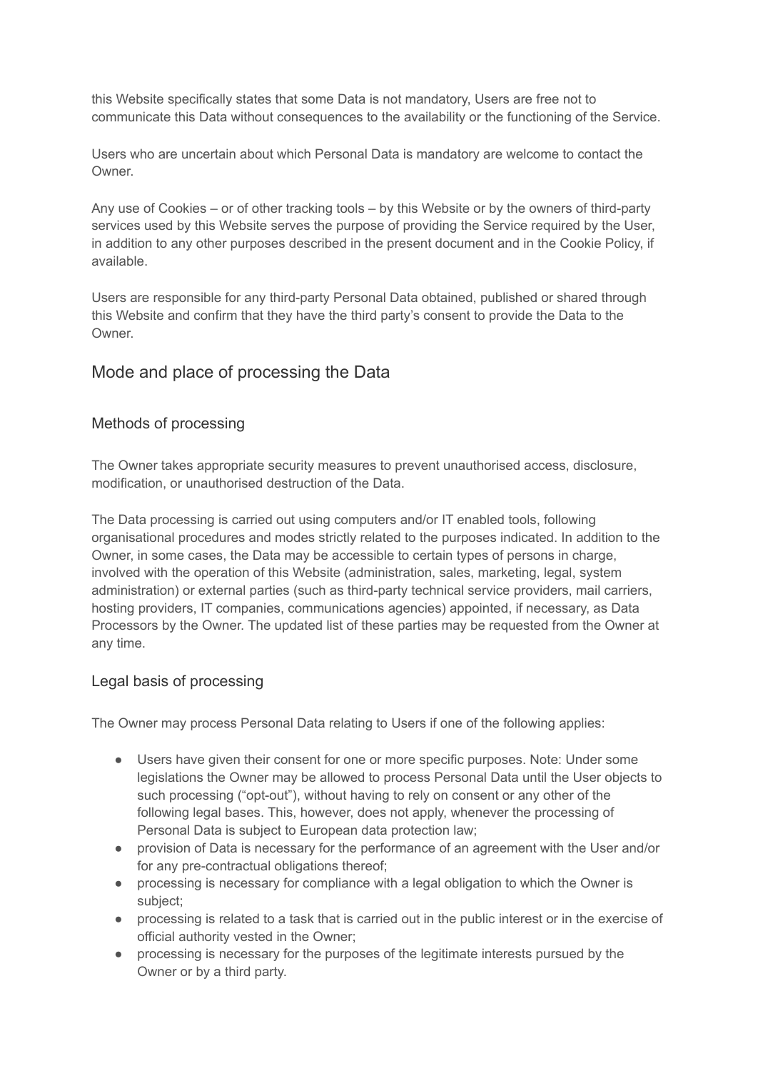this Website specifically states that some Data is not mandatory, Users are free not to communicate this Data without consequences to the availability or the functioning of the Service.

Users who are uncertain about which Personal Data is mandatory are welcome to contact the Owner.

Any use of Cookies – or of other tracking tools – by this Website or by the owners of third-party services used by this Website serves the purpose of providing the Service required by the User, in addition to any other purposes described in the present document and in the Cookie Policy, if available.

Users are responsible for any third-party Personal Data obtained, published or shared through this Website and confirm that they have the third party's consent to provide the Data to the Owner.

## Mode and place of processing the Data

### Methods of processing

The Owner takes appropriate security measures to prevent unauthorised access, disclosure, modification, or unauthorised destruction of the Data.

The Data processing is carried out using computers and/or IT enabled tools, following organisational procedures and modes strictly related to the purposes indicated. In addition to the Owner, in some cases, the Data may be accessible to certain types of persons in charge, involved with the operation of this Website (administration, sales, marketing, legal, system administration) or external parties (such as third-party technical service providers, mail carriers, hosting providers, IT companies, communications agencies) appointed, if necessary, as Data Processors by the Owner. The updated list of these parties may be requested from the Owner at any time.

### Legal basis of processing

The Owner may process Personal Data relating to Users if one of the following applies:

- Users have given their consent for one or more specific purposes. Note: Under some legislations the Owner may be allowed to process Personal Data until the User objects to such processing ("opt-out"), without having to rely on consent or any other of the following legal bases. This, however, does not apply, whenever the processing of Personal Data is subject to European data protection law;
- provision of Data is necessary for the performance of an agreement with the User and/or for any pre-contractual obligations thereof;
- processing is necessary for compliance with a legal obligation to which the Owner is subject;
- processing is related to a task that is carried out in the public interest or in the exercise of official authority vested in the Owner;
- processing is necessary for the purposes of the legitimate interests pursued by the Owner or by a third party.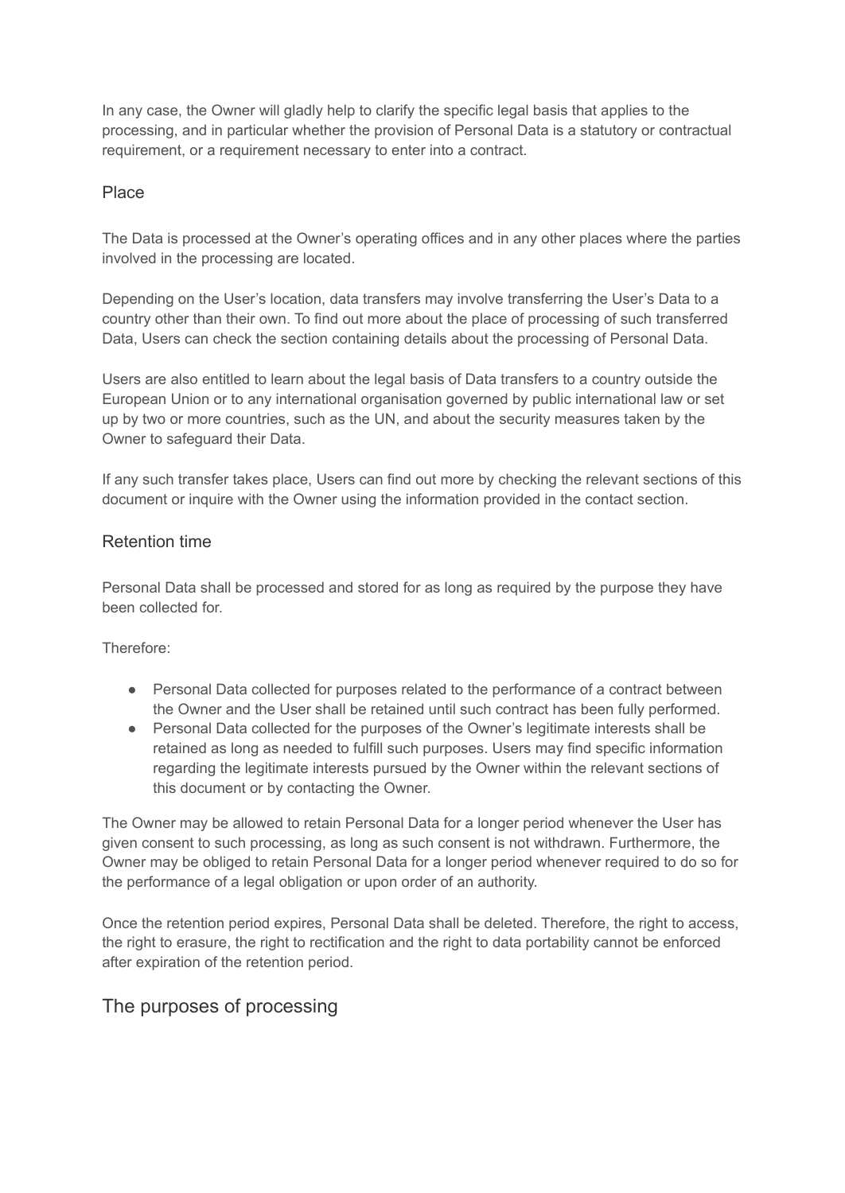In any case, the Owner will gladly help to clarify the specific legal basis that applies to the processing, and in particular whether the provision of Personal Data is a statutory or contractual requirement, or a requirement necessary to enter into a contract.

### Place

The Data is processed at the Owner's operating offices and in any other places where the parties involved in the processing are located.

Depending on the User's location, data transfers may involve transferring the User's Data to a country other than their own. To find out more about the place of processing of such transferred Data, Users can check the section containing details about the processing of Personal Data.

Users are also entitled to learn about the legal basis of Data transfers to a country outside the European Union or to any international organisation governed by public international law or set up by two or more countries, such as the UN, and about the security measures taken by the Owner to safeguard their Data.

If any such transfer takes place, Users can find out more by checking the relevant sections of this document or inquire with the Owner using the information provided in the contact section.

### Retention time

Personal Data shall be processed and stored for as long as required by the purpose they have been collected for.

Therefore:

- Personal Data collected for purposes related to the performance of a contract between the Owner and the User shall be retained until such contract has been fully performed.
- Personal Data collected for the purposes of the Owner's legitimate interests shall be retained as long as needed to fulfill such purposes. Users may find specific information regarding the legitimate interests pursued by the Owner within the relevant sections of this document or by contacting the Owner.

The Owner may be allowed to retain Personal Data for a longer period whenever the User has given consent to such processing, as long as such consent is not withdrawn. Furthermore, the Owner may be obliged to retain Personal Data for a longer period whenever required to do so for the performance of a legal obligation or upon order of an authority.

Once the retention period expires, Personal Data shall be deleted. Therefore, the right to access, the right to erasure, the right to rectification and the right to data portability cannot be enforced after expiration of the retention period.

## The purposes of processing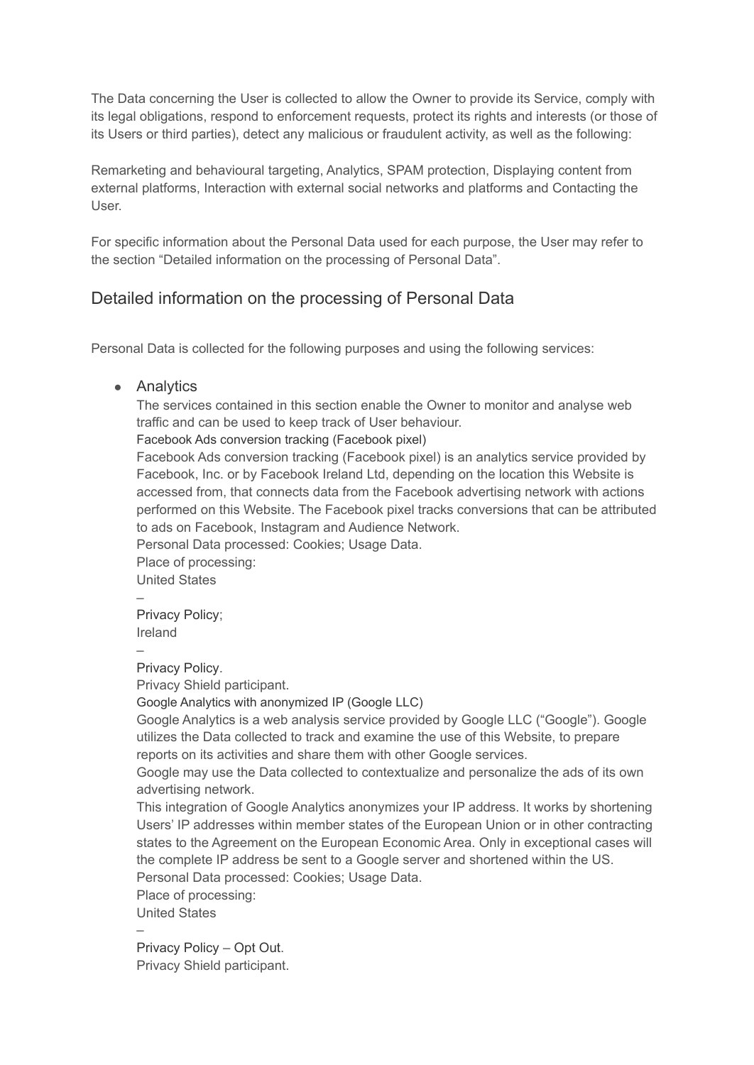The Data concerning the User is collected to allow the Owner to provide its Service, comply with its legal obligations, respond to enforcement requests, protect its rights and interests (or those of its Users or third parties), detect any malicious or fraudulent activity, as well as the following:

Remarketing and behavioural targeting, Analytics, SPAM protection, Displaying content from external platforms, Interaction with external social networks and platforms and Contacting the User.

For specific information about the Personal Data used for each purpose, the User may refer to the section "Detailed information on the processing of Personal Data".

## Detailed information on the processing of Personal Data

Personal Data is collected for the following purposes and using the following services:

- Analytics

  The services contained in this section enable the Owner to monitor and analyse web traffic and can be used to keep track of User behaviour.

  Facebook Ads conversion tracking (Facebook pixel)

  Facebook Ads conversion tracking (Facebook pixel) is an analytics service provided by Facebook, Inc. or by Facebook Ireland Ltd, depending on the location this Website is accessed from, that connects data from the Facebook advertising network with actions performed on this Website. The Facebook pixel tracks conversions that can be attributed to ads on Facebook, Instagram and Audience Network.

  Personal Data processed: Cookies; Usage Data.

  Place of processing:

  United States

  –

  Privacy Policy;

  Ireland

  –

  Privacy Policy.

  Privacy Shield participant.

  Google Analytics with anonymized IP (Google LLC)

  Google Analytics is a web analysis service provided by Google LLC ("Google"). Google utilizes the Data collected to track and examine the use of this Website, to prepare reports on its activities and share them with other Google services.

  Google may use the Data collected to contextualize and personalize the ads of its own advertising network.

  This integration of Google Analytics anonymizes your IP address. It works by shortening Users' IP addresses within member states of the European Union or in other contracting states to the Agreement on the European Economic Area. Only in exceptional cases will the complete IP address be sent to a Google server and shortened within the US.

  Personal Data processed: Cookies; Usage Data.

  Place of processing:

  United States

  –

  Privacy Policy – Opt Out.

  Privacy Shield participant.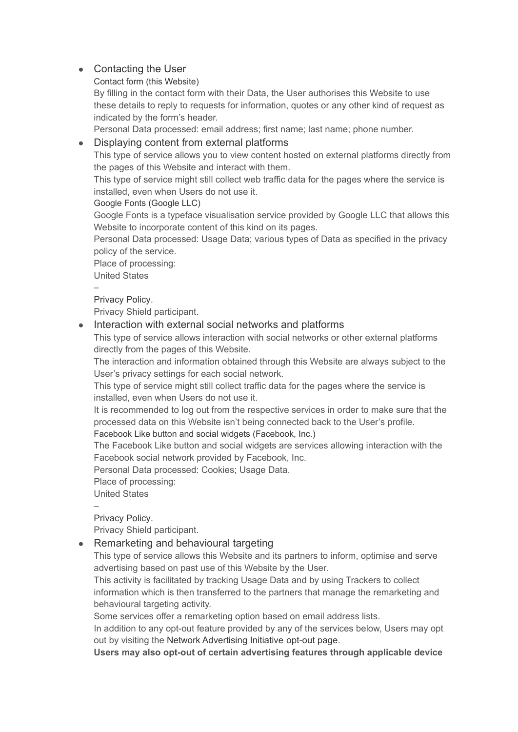- Contacting the User

  Contact form (this Website)

  By filling in the contact form with their Data, the User authorises this Website to use these details to reply to requests for information, quotes or any other kind of request as indicated by the form's header.

  Personal Data processed: email address; first name; last name; phone number.

- Displaying content from external platforms

  This type of service allows you to view content hosted on external platforms directly from the pages of this Website and interact with them.

  This type of service might still collect web traffic data for the pages where the service is installed, even when Users do not use it.

  Google Fonts (Google LLC)

  Google Fonts is a typeface visualisation service provided by Google LLC that allows this Website to incorporate content of this kind on its pages.

  Personal Data processed: Usage Data; various types of Data as specified in the privacy policy of the service.

  Place of processing:

  United States

  –

  Privacy Policy.

  Privacy Shield participant.

- Interaction with external social networks and platforms

  This type of service allows interaction with social networks or other external platforms directly from the pages of this Website.

  The interaction and information obtained through this Website are always subject to the User's privacy settings for each social network.

  This type of service might still collect traffic data for the pages where the service is installed, even when Users do not use it.

  It is recommended to log out from the respective services in order to make sure that the processed data on this Website isn't being connected back to the User's profile.

  Facebook Like button and social widgets (Facebook, Inc.)

  The Facebook Like button and social widgets are services allowing interaction with the Facebook social network provided by Facebook, Inc.

  Personal Data processed: Cookies; Usage Data.

  Place of processing:

  United States

  –

  Privacy Policy.

  Privacy Shield participant.

- Remarketing and behavioural targeting

  This type of service allows this Website and its partners to inform, optimise and serve advertising based on past use of this Website by the User.

  This activity is facilitated by tracking Usage Data and by using Trackers to collect information which is then transferred to the partners that manage the remarketing and behavioural targeting activity.

  Some services offer a remarketing option based on email address lists.

  In addition to any opt-out feature provided by any of the services below, Users may opt out by visiting the Network Advertising Initiative opt-out page.

  **Users may also opt-out of certain advertising features through applicable device**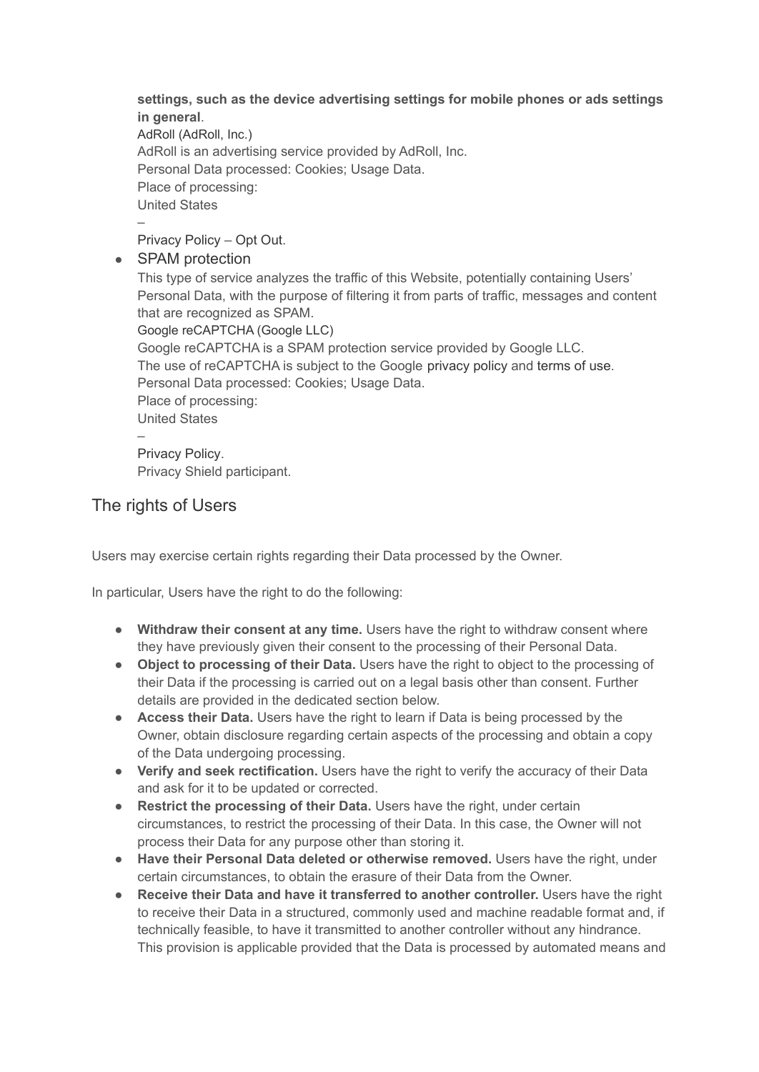**settings, such as the device advertising settings for mobile phones or ads settings in general**.

AdRoll (AdRoll, Inc.)

AdRoll is an advertising service provided by AdRoll, Inc.

Personal Data processed: Cookies; Usage Data.

Place of processing:

United States

–

Privacy Policy – Opt Out.

- SPAM protection

  This type of service analyzes the traffic of this Website, potentially containing Users' Personal Data, with the purpose of filtering it from parts of traffic, messages and content that are recognized as SPAM.

  Google reCAPTCHA (Google LLC)

  Google reCAPTCHA is a SPAM protection service provided by Google LLC.

  The use of reCAPTCHA is subject to the Google privacy policy and terms of use.

  Personal Data processed: Cookies; Usage Data.

  Place of processing:

  United States

  –

  Privacy Policy.

  Privacy Shield participant.

## The rights of Users

Users may exercise certain rights regarding their Data processed by the Owner.

In particular, Users have the right to do the following:

- **Withdraw their consent at any time.** Users have the right to withdraw consent where they have previously given their consent to the processing of their Personal Data.
- **Object to processing of their Data.** Users have the right to object to the processing of their Data if the processing is carried out on a legal basis other than consent. Further details are provided in the dedicated section below.
- **Access their Data.** Users have the right to learn if Data is being processed by the Owner, obtain disclosure regarding certain aspects of the processing and obtain a copy of the Data undergoing processing.
- **Verify and seek rectification.** Users have the right to verify the accuracy of their Data and ask for it to be updated or corrected.
- **Restrict the processing of their Data.** Users have the right, under certain circumstances, to restrict the processing of their Data. In this case, the Owner will not process their Data for any purpose other than storing it.
- **Have their Personal Data deleted or otherwise removed.** Users have the right, under certain circumstances, to obtain the erasure of their Data from the Owner.
- **Receive their Data and have it transferred to another controller.** Users have the right to receive their Data in a structured, commonly used and machine readable format and, if technically feasible, to have it transmitted to another controller without any hindrance. This provision is applicable provided that the Data is processed by automated means and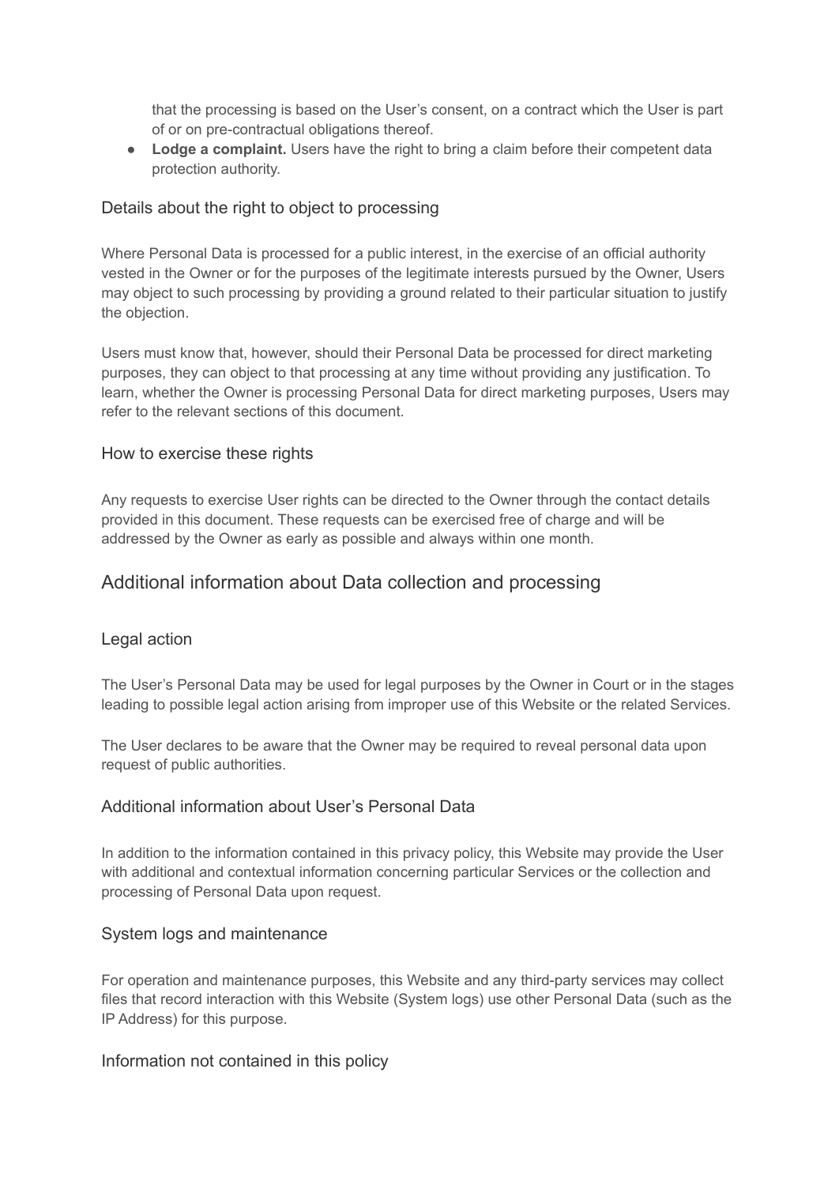that the processing is based on the User's consent, on a contract which the User is part of or on pre-contractual obligations thereof.

- **Lodge a complaint.** Users have the right to bring a claim before their competent data protection authority.

### Details about the right to object to processing

Where Personal Data is processed for a public interest, in the exercise of an official authority vested in the Owner or for the purposes of the legitimate interests pursued by the Owner, Users may object to such processing by providing a ground related to their particular situation to justify the objection.

Users must know that, however, should their Personal Data be processed for direct marketing purposes, they can object to that processing at any time without providing any justification. To learn, whether the Owner is processing Personal Data for direct marketing purposes, Users may refer to the relevant sections of this document.

### How to exercise these rights

Any requests to exercise User rights can be directed to the Owner through the contact details provided in this document. These requests can be exercised free of charge and will be addressed by the Owner as early as possible and always within one month.

## Additional information about Data collection and processing

### Legal action

The User's Personal Data may be used for legal purposes by the Owner in Court or in the stages leading to possible legal action arising from improper use of this Website or the related Services.

The User declares to be aware that the Owner may be required to reveal personal data upon request of public authorities.

### Additional information about User's Personal Data

In addition to the information contained in this privacy policy, this Website may provide the User with additional and contextual information concerning particular Services or the collection and processing of Personal Data upon request.

### System logs and maintenance

For operation and maintenance purposes, this Website and any third-party services may collect files that record interaction with this Website (System logs) use other Personal Data (such as the IP Address) for this purpose.

### Information not contained in this policy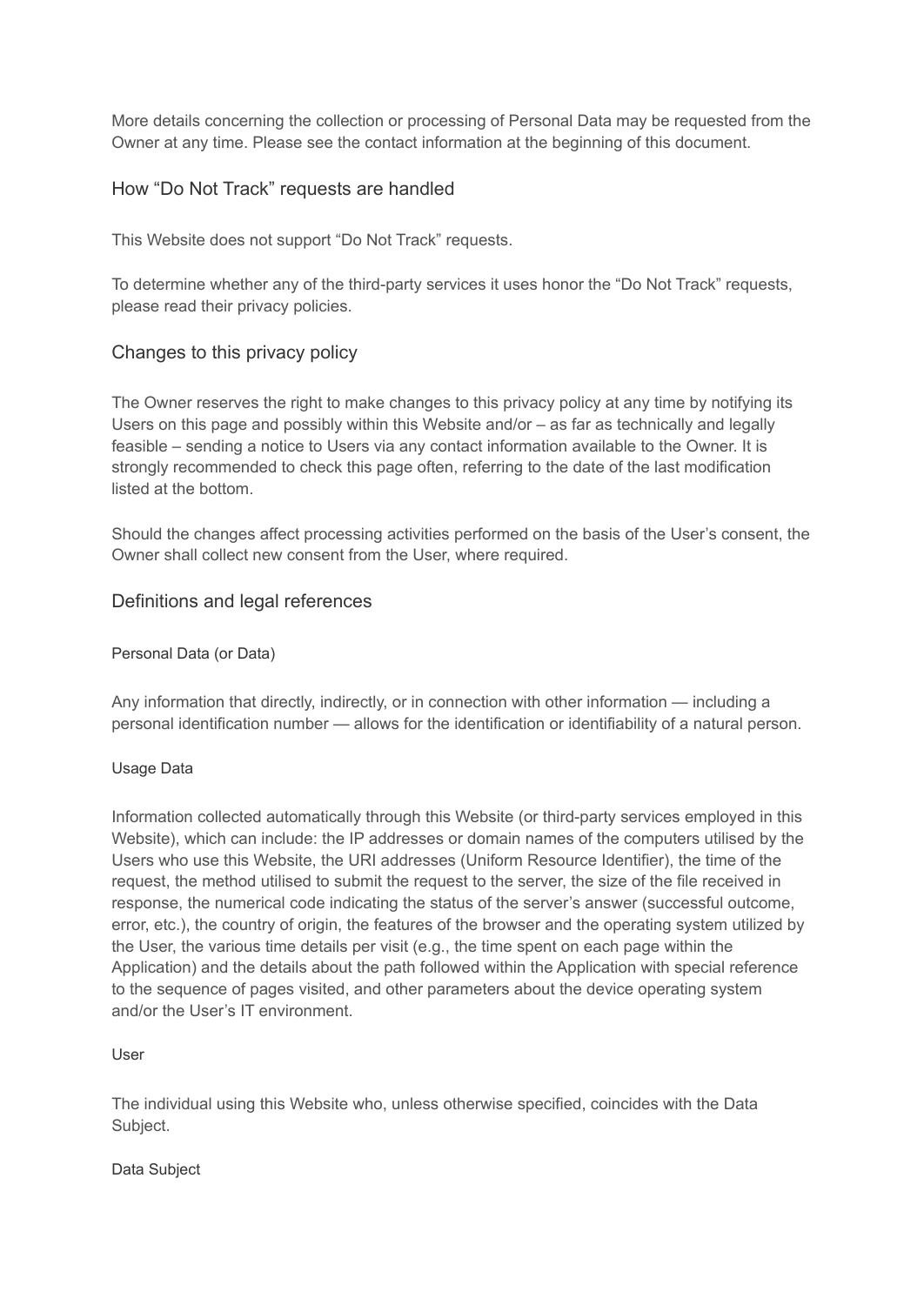More details concerning the collection or processing of Personal Data may be requested from the Owner at any time. Please see the contact information at the beginning of this document.

## How “Do Not Track” requests are handled

This Website does not support “Do Not Track” requests.

To determine whether any of the third-party services it uses honor the “Do Not Track” requests, please read their privacy policies.

## Changes to this privacy policy

The Owner reserves the right to make changes to this privacy policy at any time by notifying its Users on this page and possibly within this Website and/or – as far as technically and legally feasible – sending a notice to Users via any contact information available to the Owner. It is strongly recommended to check this page often, referring to the date of the last modification listed at the bottom.

Should the changes affect processing activities performed on the basis of the User’s consent, the Owner shall collect new consent from the User, where required.

## Definitions and legal references

### Personal Data (or Data)

Any information that directly, indirectly, or in connection with other information — including a personal identification number — allows for the identification or identifiability of a natural person.

### Usage Data

Information collected automatically through this Website (or third-party services employed in this Website), which can include: the IP addresses or domain names of the computers utilised by the Users who use this Website, the URI addresses (Uniform Resource Identifier), the time of the request, the method utilised to submit the request to the server, the size of the file received in response, the numerical code indicating the status of the server’s answer (successful outcome, error, etc.), the country of origin, the features of the browser and the operating system utilized by the User, the various time details per visit (e.g., the time spent on each page within the Application) and the details about the path followed within the Application with special reference to the sequence of pages visited, and other parameters about the device operating system and/or the User’s IT environment.

### User

The individual using this Website who, unless otherwise specified, coincides with the Data Subject.

### Data Subject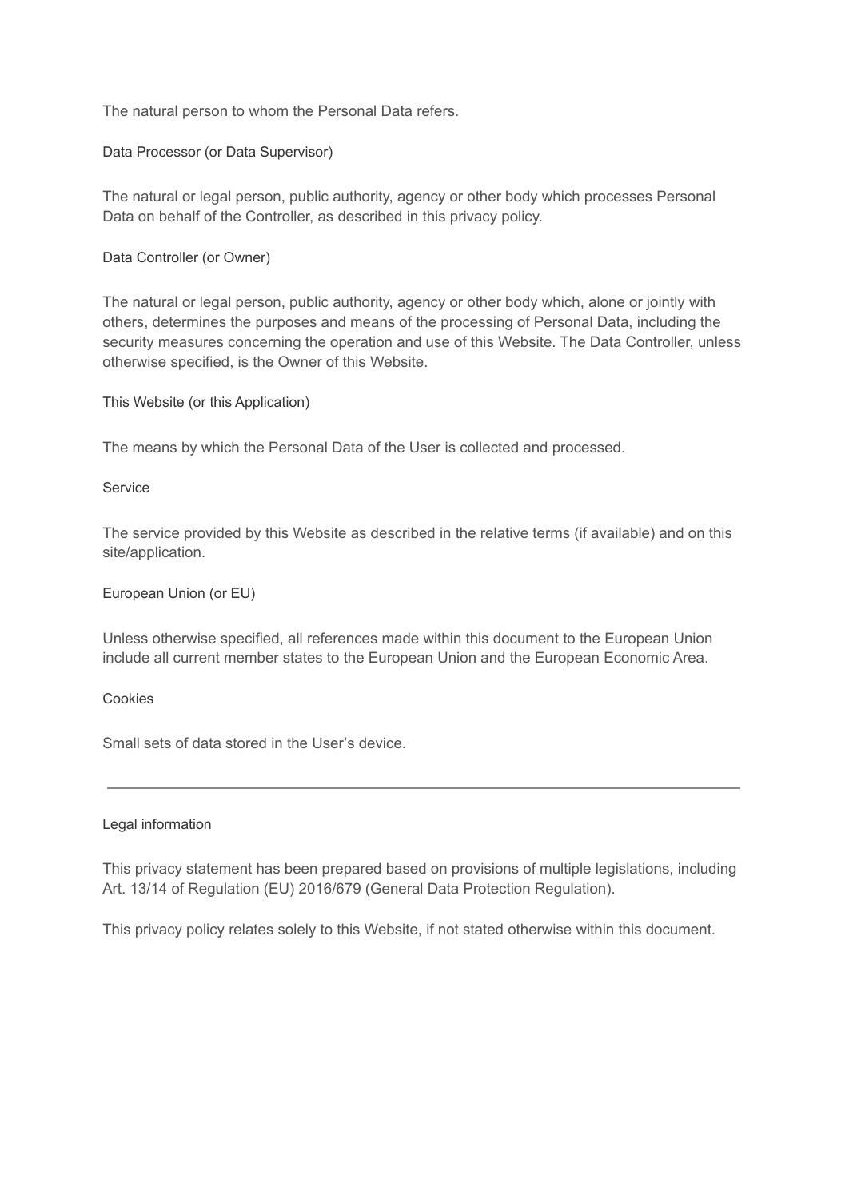The natural person to whom the Personal Data refers.

### Data Processor (or Data Supervisor)

The natural or legal person, public authority, agency or other body which processes Personal Data on behalf of the Controller, as described in this privacy policy.

### Data Controller (or Owner)

The natural or legal person, public authority, agency or other body which, alone or jointly with others, determines the purposes and means of the processing of Personal Data, including the security measures concerning the operation and use of this Website. The Data Controller, unless otherwise specified, is the Owner of this Website.

### This Website (or this Application)

The means by which the Personal Data of the User is collected and processed.

### Service

The service provided by this Website as described in the relative terms (if available) and on this site/application.

### European Union (or EU)

Unless otherwise specified, all references made within this document to the European Union include all current member states to the European Union and the European Economic Area.

### Cookies

Small sets of data stored in the User's device.

---

### Legal information

This privacy statement has been prepared based on provisions of multiple legislations, including Art. 13/14 of Regulation (EU) 2016/679 (General Data Protection Regulation).

This privacy policy relates solely to this Website, if not stated otherwise within this document.